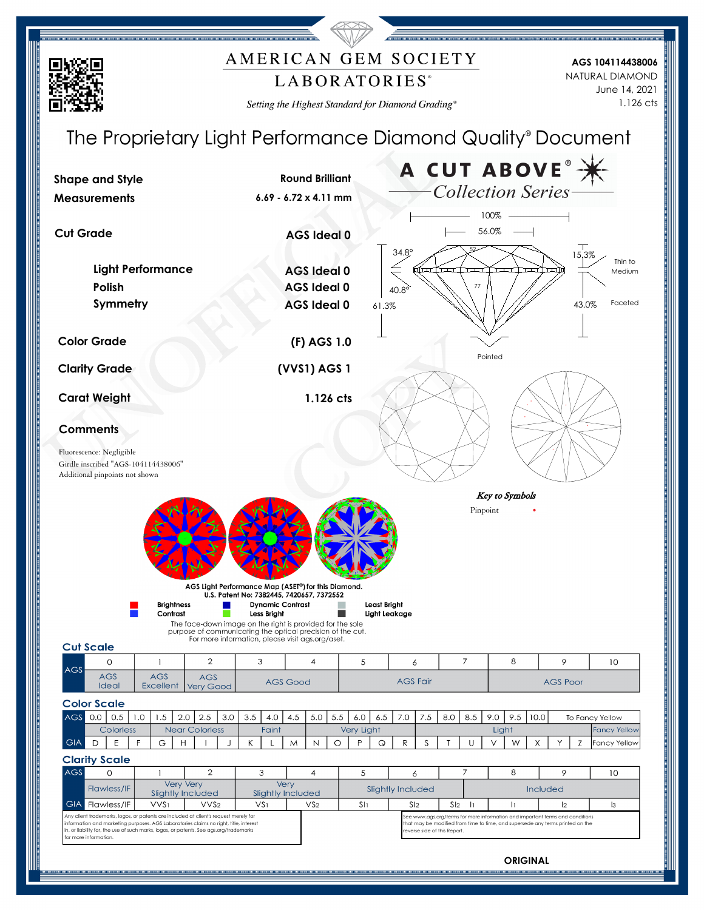# AMERICAN GEM SOCIETY LABORATORIES®

*Setting the Highest Standard for Diamond Grading®*

AGS 104114438006
NATURAL DIAMOND
June 14, 2021
1.126 cts

## The Proprietary Light Performance Diamond Quality® Document

**A CUT ABOVE®**
*Collection Series*

| | |
|---|---|
| **Shape and Style** | **Round Brilliant** |
| **Measurements** | **6.69 - 6.72 x 4.11 mm** |
| **Cut Grade** | **AGS Ideal 0** |
| **Light Performance** | **AGS Ideal 0** |
| **Polish** | **AGS Ideal 0** |
| **Symmetry** | **AGS Ideal 0** |
| **Color Grade** | **(F) AGS 1.0** |
| **Clarity Grade** | **(VVS1) AGS 1** |
| **Carat Weight** | **1.126 cts** |

100% | 56.0% | 34.8° | 52 | 15.3% | Thin to Medium | 40.8° | 77 | 61.3% | 43.0% | Faceted | Pointed

### Comments

Fluorescence: Negligible
Girdle inscribed "AGS-104114438006"
Additional pinpoints not shown

*Key to Symbols*
Pinpoint •

AGS Light Performance Map (ASET®) for this Diamond.
U.S. Patent No: 7382445, 7420657, 7372552

Brightness (red) | Contrast (blue) | Dynamic Contrast (dark blue) | Less Bright (green) | Least Bright (gray) | Light Leakage (dark gray)

The face-down image on the right is provided for the sole purpose of communicating the optical precision of the cut. For more information, please visit ags.org/aset.

### Cut Scale

| AGS | 0 | 1 | 2 | 3 | 4 | 5 | 6 | 7 | 8 | 9 | 10 |
|---|---|---|---|---|---|---|---|---|---|---|---|
| | AGS Ideal | AGS Excellent | AGS Very Good | AGS Good | | AGS Fair | | | AGS Poor | | |

### Color Scale

| AGS | 0.0 | 0.5 | 1.0 | 1.5 | 2.0 | 2.5 | 3.0 | 3.5 | 4.0 | 4.5 | 5.0 | 5.5 | 6.0 | 6.5 | 7.0 | 7.5 | 8.0 | 8.5 | 9.0 | 9.5 | 10.0 | To Fancy Yellow |
|---|---|---|---|---|---|---|---|---|---|---|---|---|---|---|---|---|---|---|---|---|---|---|
| | Colorless | | | Near Colorless | | | | Faint | | | Very Light | | | | | Light | | | | | | Fancy Yellow |
| GIA | D | E | F | G | H | I | J | K | L | M | N | O | P | Q | R | S | T | U | V | W | X | Y | Z | Fancy Yellow |

### Clarity Scale

| AGS | 0 | 1 | 2 | 3 | 4 | 5 | 6 | 7 | 8 | 9 | 10 |
|---|---|---|---|---|---|---|---|---|---|---|---|
| | Flawless/IF | Very Very Slightly Included | | Very Slightly Included | | Slightly Included | | | Included | | |
| GIA | Flawless/IF | VVS1 | VVS2 | VS1 | VS2 | SI1 | SI2 | SI2 / I1 | I1 | I2 | I3 |

Any client trademarks, logos, or patents are included at client's request merely for information and marketing purposes. AGS Laboratories claims no right, title, interest in, or liability for, the use of such marks, logos, or patents. See ags.org/trademarks for more information.

See www.ags.org/terms for more information and important terms and conditions that may be modified from time to time, and supersede any terms printed on the reverse side of this Report.

**ORIGINAL**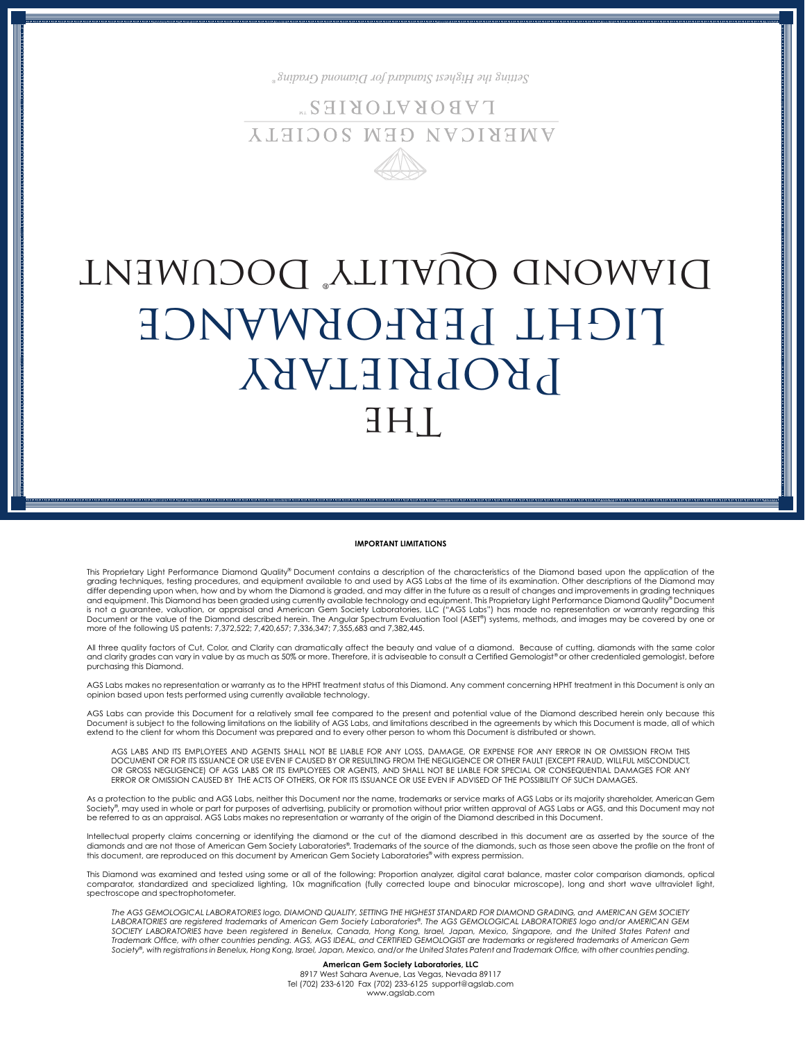*Setting the Highest Standard for Diamond Grading®*

AMERICAN GEM SOCIETY

LABORATORIES™

# THE PROPRIETARY LIGHT PERFORMANCE DIAMOND QUALITY® DOCUMENT

**IMPORTANT LIMITATIONS**

This Proprietary Light Performance Diamond Quality® Document contains a description of the characteristics of the Diamond based upon the application of the grading techniques, testing procedures, and equipment available to and used by AGS Labs at the time of its examination. Other descriptions of the Diamond may differ depending upon when, how and by whom the Diamond is graded, and may differ in the future as a result of changes and improvements in grading techniques and equipment. This Diamond has been graded using currently available technology and equipment. This Proprietary Light Performance Diamond Quality® Document is not a guarantee, valuation, or appraisal and American Gem Society Laboratories, LLC ("AGS Labs") has made no representation or warranty regarding this Document or the value of the Diamond described herein. The Angular Spectrum Evaluation Tool (ASET®) systems, methods, and images may be covered by one or more of the following US patents: 7,372,522; 7,420,657; 7,336,347; 7,355,683 and 7,382,445.

All three quality factors of Cut, Color, and Clarity can dramatically affect the beauty and value of a diamond. Because of cutting, diamonds with the same color and clarity grades can vary in value by as much as 50% or more. Therefore, it is adviseable to consult a Certified Gemologist® or other credentialed gemologist, before purchasing this Diamond.

AGS Labs makes no representation or warranty as to the HPHT treatment status of this Diamond. Any comment concerning HPHT treatment in this Document is only an opinion based upon tests performed using currently available technology.

AGS Labs can provide this Document for a relatively small fee compared to the present and potential value of the Diamond described herein only because this Document is subject to the following limitations on the liability of AGS Labs, and limitations described in the agreements by which this Document is made, all of which extend to the client for whom this Document was prepared and to every other person to whom this Document is distributed or shown.

AGS LABS AND ITS EMPLOYEES AND AGENTS SHALL NOT BE LIABLE FOR ANY LOSS, DAMAGE, OR EXPENSE FOR ANY ERROR IN OR OMISSION FROM THIS DOCUMENT OR FOR ITS ISSUANCE OR USE EVEN IF CAUSED BY OR RESULTING FROM THE NEGLIGENCE OR OTHER FAULT (EXCEPT FRAUD, WILLFUL MISCONDUCT, OR GROSS NEGLIGENCE) OF AGS LABS OR ITS EMPLOYEES OR AGENTS, AND SHALL NOT BE LIABLE FOR SPECIAL OR CONSEQUENTIAL DAMAGES FOR ANY ERROR OR OMISSION CAUSED BY THE ACTS OF OTHERS, OR FOR ITS ISSUANCE OR USE EVEN IF ADVISED OF THE POSSIBILITY OF SUCH DAMAGES.

As a protection to the public and AGS Labs, neither this Document nor the name, trademarks or service marks of AGS Labs or its majority shareholder, American Gem Society®, may used in whole or part for purposes of advertising, publicity or promotion without prior written approval of AGS Labs or AGS, and this Document may not be referred to as an appraisal. AGS Labs makes no representation or warranty of the origin of the Diamond described in this Document.

Intellectual property claims concerning or identifying the diamond or the cut of the diamond described in this document are as asserted by the source of the diamonds and are not those of American Gem Society Laboratories®. Trademarks of the source of the diamonds, such as those seen above the profile on the front of this document, are reproduced on this document by American Gem Society Laboratories® with express permission.

This Diamond was examined and tested using some or all of the following: Proportion analyzer, digital carat balance, master color comparison diamonds, optical comparator, standardized and specialized lighting, 10x magnification (fully corrected loupe and binocular microscope), long and short wave ultraviolet light, spectroscope and spectrophotometer.

*The AGS GEMOLOGICAL LABORATORIES logo, DIAMOND QUALITY, SETTING THE HIGHEST STANDARD FOR DIAMOND GRADING, and AMERICAN GEM SOCIETY LABORATORIES are registered trademarks of American Gem Society Laboratories®. The AGS GEMOLOGICAL LABORATORIES logo and/or AMERICAN GEM SOCIETY LABORATORIES have been registered in Benelux, Canada, Hong Kong, Israel, Japan, Mexico, Singapore, and the United States Patent and Trademark Office, with other countries pending. AGS, AGS IDEAL, and CERTIFIED GEMOLOGIST are trademarks or registered trademarks of American Gem Society®, with registrations in Benelux, Hong Kong, Israel, Japan, Mexico, and/or the United States Patent and Trademark Office, with other countries pending.*

**American Gem Society Laboratories, LLC**
8917 West Sahara Avenue, Las Vegas, Nevada 89117
Tel (702) 233-6120 Fax (702) 233-6125 support@agslab.com
www.agslab.com